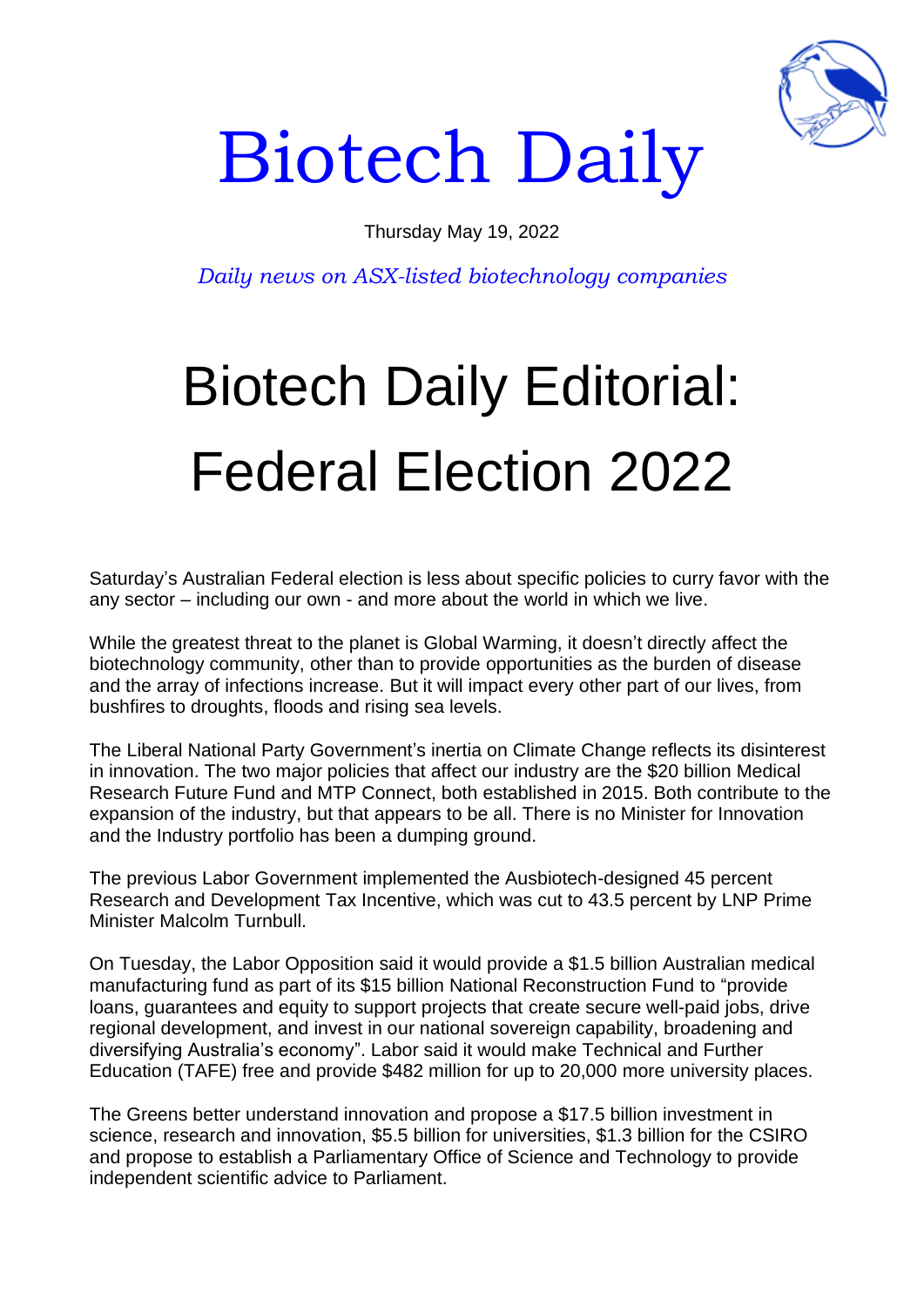# Biotech Daily

Thursday May 19, 2022

*Daily news on ASX-listed biotechnology companies*

# Biotech Daily Editorial: Federal Election 2022

Saturday's Australian Federal election is less about specific policies to curry favor with the any sector – including our own - and more about the world in which we live.

While the greatest threat to the planet is Global Warming, it doesn't directly affect the biotechnology community, other than to provide opportunities as the burden of disease and the array of infections increase. But it will impact every other part of our lives, from bushfires to droughts, floods and rising sea levels.

The Liberal National Party Government's inertia on Climate Change reflects its disinterest in innovation. The two major policies that affect our industry are the $20 billion Medical Research Future Fund and MTP Connect, both established in 2015. Both contribute to the expansion of the industry, but that appears to be all. There is no Minister for Innovation and the Industry portfolio has been a dumping ground.

The previous Labor Government implemented the Ausbiotech-designed 45 percent Research and Development Tax Incentive, which was cut to 43.5 percent by LNP Prime Minister Malcolm Turnbull.

On Tuesday, the Labor Opposition said it would provide a $1.5 billion Australian medical manufacturing fund as part of its $15 billion National Reconstruction Fund to "provide loans, guarantees and equity to support projects that create secure well-paid jobs, drive regional development, and invest in our national sovereign capability, broadening and diversifying Australia's economy". Labor said it would make Technical and Further Education (TAFE) free and provide $482 million for up to 20,000 more university places.

The Greens better understand innovation and propose a $17.5 billion investment in science, research and innovation, $5.5 billion for universities, $1.3 billion for the CSIRO and propose to establish a Parliamentary Office of Science and Technology to provide independent scientific advice to Parliament.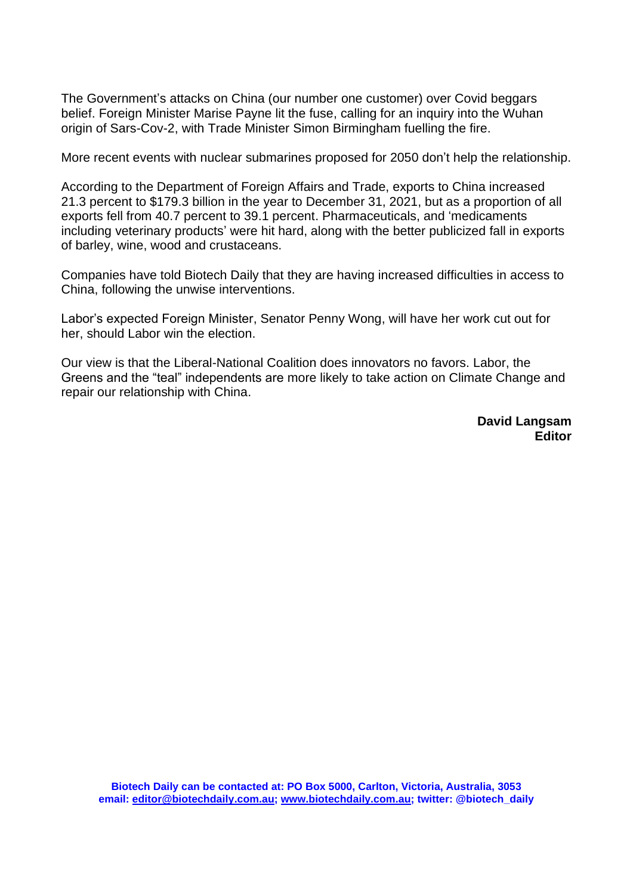The Government's attacks on China (our number one customer) over Covid beggars belief. Foreign Minister Marise Payne lit the fuse, calling for an inquiry into the Wuhan origin of Sars-Cov-2, with Trade Minister Simon Birmingham fuelling the fire.

More recent events with nuclear submarines proposed for 2050 don't help the relationship.

According to the Department of Foreign Affairs and Trade, exports to China increased 21.3 percent to $179.3 billion in the year to December 31, 2021, but as a proportion of all exports fell from 40.7 percent to 39.1 percent. Pharmaceuticals, and 'medicaments including veterinary products' were hit hard, along with the better publicized fall in exports of barley, wine, wood and crustaceans.

Companies have told Biotech Daily that they are having increased difficulties in access to China, following the unwise interventions.

Labor's expected Foreign Minister, Senator Penny Wong, will have her work cut out for her, should Labor win the election.

Our view is that the Liberal-National Coalition does innovators no favors. Labor, the Greens and the "teal" independents are more likely to take action on Climate Change and repair our relationship with China.

**David Langsam**
**Editor**

**Biotech Daily can be contacted at: PO Box 5000, Carlton, Victoria, Australia, 3053**
**email: editor@biotechdaily.com.au; www.biotechdaily.com.au; twitter: @biotech_daily**